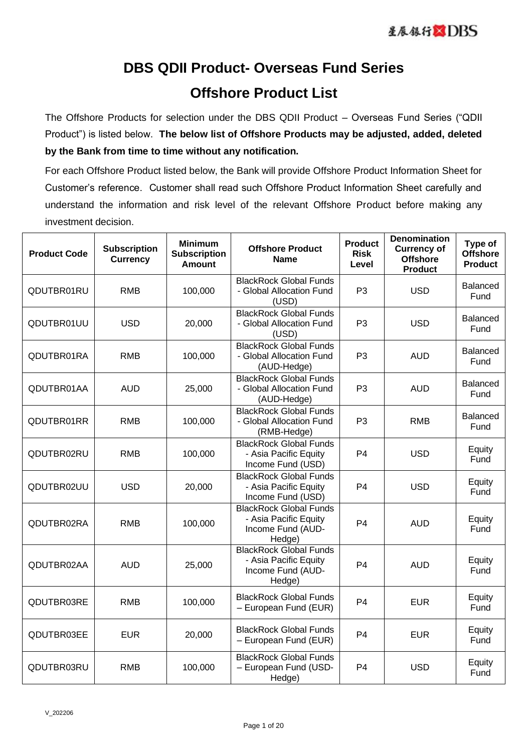# DBS QDII Product- Overseas Fund Series

## Offshore Product List

The Offshore Products for selection under the DBS QDII Product – Overseas Fund Series ("QDII Product") is listed below. **The below list of Offshore Products may be adjusted, added, deleted by the Bank from time to time without any notification.**

For each Offshore Product listed below, the Bank will provide Offshore Product Information Sheet for Customer's reference. Customer shall read such Offshore Product Information Sheet carefully and understand the information and risk level of the relevant Offshore Product before making any investment decision.

| Product Code | Subscription Currency | Minimum Subscription Amount | Offshore Product Name | Product Risk Level | Denomination Currency of Offshore Product | Type of Offshore Product |
|---|---|---|---|---|---|---|
| QDUTBR01RU | RMB | 100,000 | BlackRock Global Funds - Global Allocation Fund (USD) | P3 | USD | Balanced Fund |
| QDUTBR01UU | USD | 20,000 | BlackRock Global Funds - Global Allocation Fund (USD) | P3 | USD | Balanced Fund |
| QDUTBR01RA | RMB | 100,000 | BlackRock Global Funds - Global Allocation Fund (AUD-Hedge) | P3 | AUD | Balanced Fund |
| QDUTBR01AA | AUD | 25,000 | BlackRock Global Funds - Global Allocation Fund (AUD-Hedge) | P3 | AUD | Balanced Fund |
| QDUTBR01RR | RMB | 100,000 | BlackRock Global Funds - Global Allocation Fund (RMB-Hedge) | P3 | RMB | Balanced Fund |
| QDUTBR02RU | RMB | 100,000 | BlackRock Global Funds - Asia Pacific Equity Income Fund (USD) | P4 | USD | Equity Fund |
| QDUTBR02UU | USD | 20,000 | BlackRock Global Funds - Asia Pacific Equity Income Fund (USD) | P4 | USD | Equity Fund |
| QDUTBR02RA | RMB | 100,000 | BlackRock Global Funds - Asia Pacific Equity Income Fund (AUD-Hedge) | P4 | AUD | Equity Fund |
| QDUTBR02AA | AUD | 25,000 | BlackRock Global Funds - Asia Pacific Equity Income Fund (AUD-Hedge) | P4 | AUD | Equity Fund |
| QDUTBR03RE | RMB | 100,000 | BlackRock Global Funds – European Fund (EUR) | P4 | EUR | Equity Fund |
| QDUTBR03EE | EUR | 20,000 | BlackRock Global Funds – European Fund (EUR) | P4 | EUR | Equity Fund |
| QDUTBR03RU | RMB | 100,000 | BlackRock Global Funds – European Fund (USD-Hedge) | P4 | USD | Equity Fund |

V_202206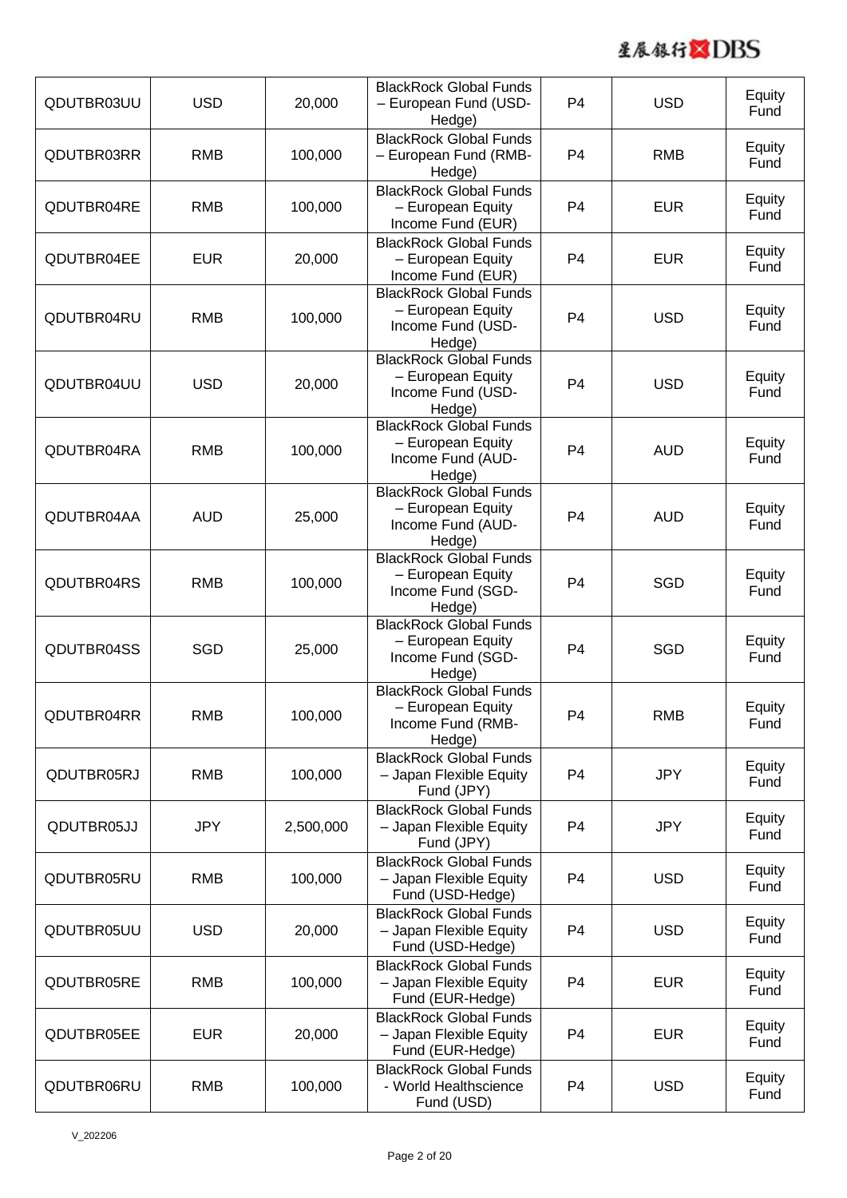| QDUTBR03UU | USD | 20,000 | BlackRock Global Funds – European Fund (USD-Hedge) | P4 | USD | Equity Fund |
|---|---|---|---|---|---|---|
| QDUTBR03RR | RMB | 100,000 | BlackRock Global Funds – European Fund (RMB-Hedge) | P4 | RMB | Equity Fund |
| QDUTBR04RE | RMB | 100,000 | BlackRock Global Funds – European Equity Income Fund (EUR) | P4 | EUR | Equity Fund |
| QDUTBR04EE | EUR | 20,000 | BlackRock Global Funds – European Equity Income Fund (EUR) | P4 | EUR | Equity Fund |
| QDUTBR04RU | RMB | 100,000 | BlackRock Global Funds – European Equity Income Fund (USD-Hedge) | P4 | USD | Equity Fund |
| QDUTBR04UU | USD | 20,000 | BlackRock Global Funds – European Equity Income Fund (USD-Hedge) | P4 | USD | Equity Fund |
| QDUTBR04RA | RMB | 100,000 | BlackRock Global Funds – European Equity Income Fund (AUD-Hedge) | P4 | AUD | Equity Fund |
| QDUTBR04AA | AUD | 25,000 | BlackRock Global Funds – European Equity Income Fund (AUD-Hedge) | P4 | AUD | Equity Fund |
| QDUTBR04RS | RMB | 100,000 | BlackRock Global Funds – European Equity Income Fund (SGD-Hedge) | P4 | SGD | Equity Fund |
| QDUTBR04SS | SGD | 25,000 | BlackRock Global Funds – European Equity Income Fund (SGD-Hedge) | P4 | SGD | Equity Fund |
| QDUTBR04RR | RMB | 100,000 | BlackRock Global Funds – European Equity Income Fund (RMB-Hedge) | P4 | RMB | Equity Fund |
| QDUTBR05RJ | RMB | 100,000 | BlackRock Global Funds – Japan Flexible Equity Fund (JPY) | P4 | JPY | Equity Fund |
| QDUTBR05JJ | JPY | 2,500,000 | BlackRock Global Funds – Japan Flexible Equity Fund (JPY) | P4 | JPY | Equity Fund |
| QDUTBR05RU | RMB | 100,000 | BlackRock Global Funds – Japan Flexible Equity Fund (USD-Hedge) | P4 | USD | Equity Fund |
| QDUTBR05UU | USD | 20,000 | BlackRock Global Funds – Japan Flexible Equity Fund (USD-Hedge) | P4 | USD | Equity Fund |
| QDUTBR05RE | RMB | 100,000 | BlackRock Global Funds – Japan Flexible Equity Fund (EUR-Hedge) | P4 | EUR | Equity Fund |
| QDUTBR05EE | EUR | 20,000 | BlackRock Global Funds – Japan Flexible Equity Fund (EUR-Hedge) | P4 | EUR | Equity Fund |
| QDUTBR06RU | RMB | 100,000 | BlackRock Global Funds - World Healthscience Fund (USD) | P4 | USD | Equity Fund |

V_202206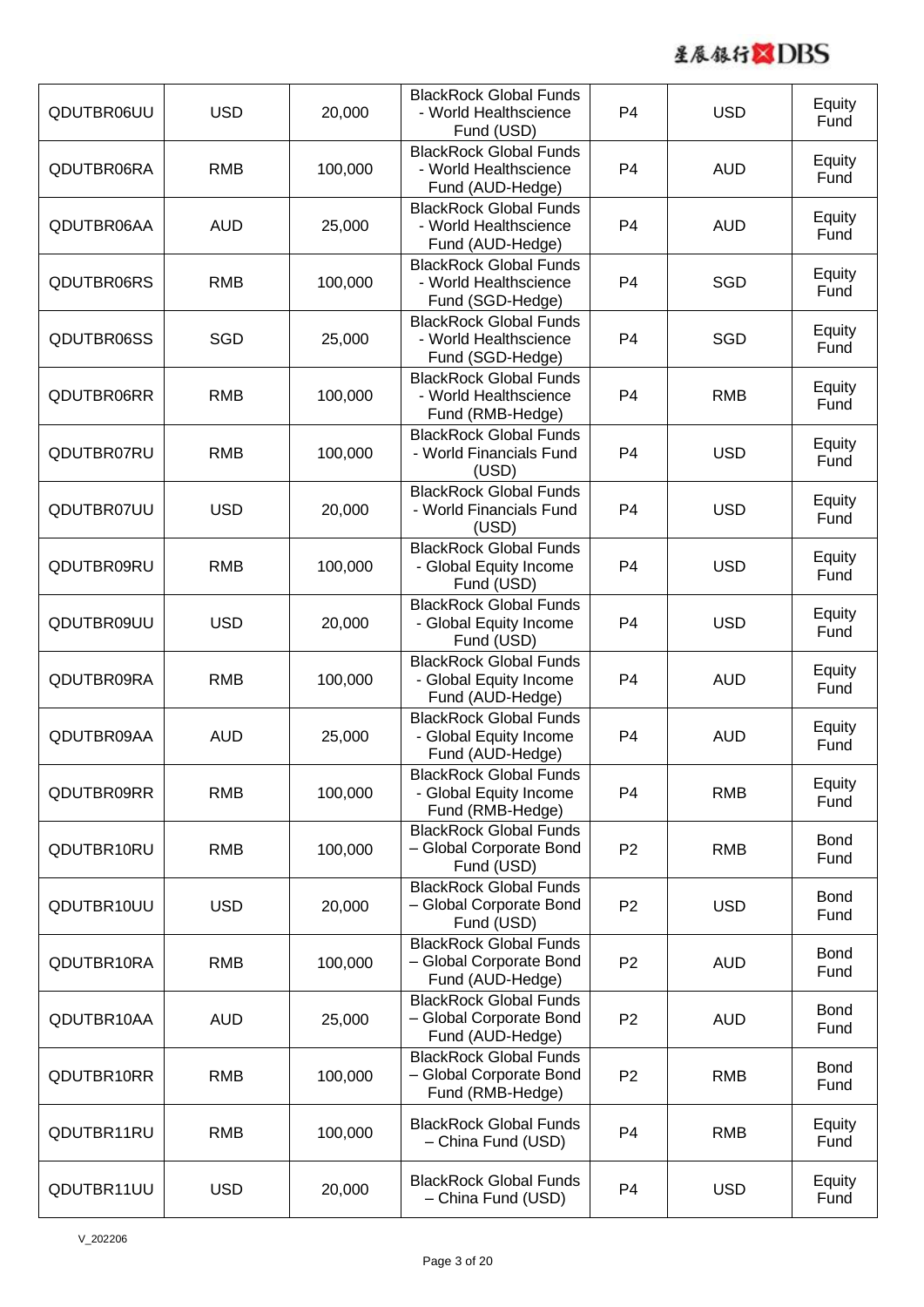| QDUTBR06UU | USD | 20,000 | BlackRock Global Funds - World Healthscience Fund (USD) | P4 | USD | Equity Fund |
|---|---|---|---|---|---|---|
| QDUTBR06RA | RMB | 100,000 | BlackRock Global Funds - World Healthscience Fund (AUD-Hedge) | P4 | AUD | Equity Fund |
| QDUTBR06AA | AUD | 25,000 | BlackRock Global Funds - World Healthscience Fund (AUD-Hedge) | P4 | AUD | Equity Fund |
| QDUTBR06RS | RMB | 100,000 | BlackRock Global Funds - World Healthscience Fund (SGD-Hedge) | P4 | SGD | Equity Fund |
| QDUTBR06SS | SGD | 25,000 | BlackRock Global Funds - World Healthscience Fund (SGD-Hedge) | P4 | SGD | Equity Fund |
| QDUTBR06RR | RMB | 100,000 | BlackRock Global Funds - World Healthscience Fund (RMB-Hedge) | P4 | RMB | Equity Fund |
| QDUTBR07RU | RMB | 100,000 | BlackRock Global Funds - World Financials Fund (USD) | P4 | USD | Equity Fund |
| QDUTBR07UU | USD | 20,000 | BlackRock Global Funds - World Financials Fund (USD) | P4 | USD | Equity Fund |
| QDUTBR09RU | RMB | 100,000 | BlackRock Global Funds - Global Equity Income Fund (USD) | P4 | USD | Equity Fund |
| QDUTBR09UU | USD | 20,000 | BlackRock Global Funds - Global Equity Income Fund (USD) | P4 | USD | Equity Fund |
| QDUTBR09RA | RMB | 100,000 | BlackRock Global Funds - Global Equity Income Fund (AUD-Hedge) | P4 | AUD | Equity Fund |
| QDUTBR09AA | AUD | 25,000 | BlackRock Global Funds - Global Equity Income Fund (AUD-Hedge) | P4 | AUD | Equity Fund |
| QDUTBR09RR | RMB | 100,000 | BlackRock Global Funds - Global Equity Income Fund (RMB-Hedge) | P4 | RMB | Equity Fund |
| QDUTBR10RU | RMB | 100,000 | BlackRock Global Funds – Global Corporate Bond Fund (USD) | P2 | RMB | Bond Fund |
| QDUTBR10UU | USD | 20,000 | BlackRock Global Funds – Global Corporate Bond Fund (USD) | P2 | USD | Bond Fund |
| QDUTBR10RA | RMB | 100,000 | BlackRock Global Funds – Global Corporate Bond Fund (AUD-Hedge) | P2 | AUD | Bond Fund |
| QDUTBR10AA | AUD | 25,000 | BlackRock Global Funds – Global Corporate Bond Fund (AUD-Hedge) | P2 | AUD | Bond Fund |
| QDUTBR10RR | RMB | 100,000 | BlackRock Global Funds – Global Corporate Bond Fund (RMB-Hedge) | P2 | RMB | Bond Fund |
| QDUTBR11RU | RMB | 100,000 | BlackRock Global Funds – China Fund (USD) | P4 | RMB | Equity Fund |
| QDUTBR11UU | USD | 20,000 | BlackRock Global Funds – China Fund (USD) | P4 | USD | Equity Fund |

V_202206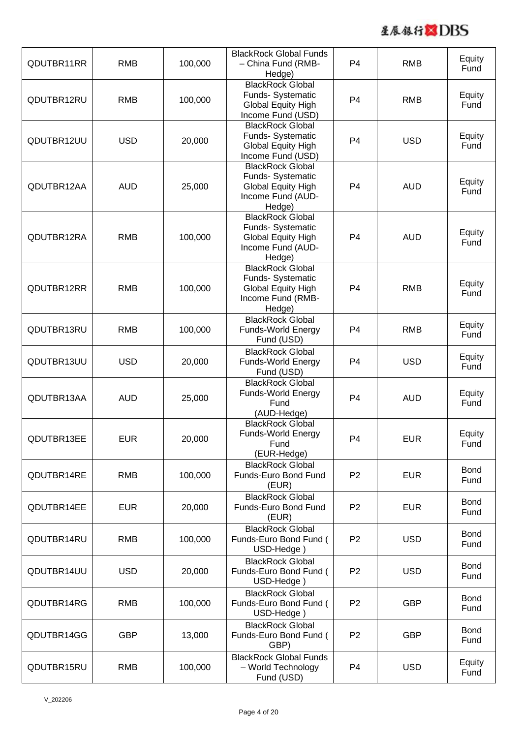| QDUTBR11RR | RMB | 100,000 | BlackRock Global Funds – China Fund (RMB-Hedge) | P4 | RMB | Equity Fund |
|---|---|---|---|---|---|---|
| QDUTBR12RU | RMB | 100,000 | BlackRock Global Funds- Systematic Global Equity High Income Fund (USD) | P4 | RMB | Equity Fund |
| QDUTBR12UU | USD | 20,000 | BlackRock Global Funds- Systematic Global Equity High Income Fund (USD) | P4 | USD | Equity Fund |
| QDUTBR12AA | AUD | 25,000 | BlackRock Global Funds- Systematic Global Equity High Income Fund (AUD-Hedge) | P4 | AUD | Equity Fund |
| QDUTBR12RA | RMB | 100,000 | BlackRock Global Funds- Systematic Global Equity High Income Fund (AUD-Hedge) | P4 | AUD | Equity Fund |
| QDUTBR12RR | RMB | 100,000 | BlackRock Global Funds- Systematic Global Equity High Income Fund (RMB-Hedge) | P4 | RMB | Equity Fund |
| QDUTBR13RU | RMB | 100,000 | BlackRock Global Funds-World Energy Fund (USD) | P4 | RMB | Equity Fund |
| QDUTBR13UU | USD | 20,000 | BlackRock Global Funds-World Energy Fund (USD) | P4 | USD | Equity Fund |
| QDUTBR13AA | AUD | 25,000 | BlackRock Global Funds-World Energy Fund (AUD-Hedge) | P4 | AUD | Equity Fund |
| QDUTBR13EE | EUR | 20,000 | BlackRock Global Funds-World Energy Fund (EUR-Hedge) | P4 | EUR | Equity Fund |
| QDUTBR14RE | RMB | 100,000 | BlackRock Global Funds-Euro Bond Fund (EUR) | P2 | EUR | Bond Fund |
| QDUTBR14EE | EUR | 20,000 | BlackRock Global Funds-Euro Bond Fund (EUR) | P2 | EUR | Bond Fund |
| QDUTBR14RU | RMB | 100,000 | BlackRock Global Funds-Euro Bond Fund ( USD-Hedge ) | P2 | USD | Bond Fund |
| QDUTBR14UU | USD | 20,000 | BlackRock Global Funds-Euro Bond Fund ( USD-Hedge ) | P2 | USD | Bond Fund |
| QDUTBR14RG | RMB | 100,000 | BlackRock Global Funds-Euro Bond Fund ( USD-Hedge ) | P2 | GBP | Bond Fund |
| QDUTBR14GG | GBP | 13,000 | BlackRock Global Funds-Euro Bond Fund ( GBP) | P2 | GBP | Bond Fund |
| QDUTBR15RU | RMB | 100,000 | BlackRock Global Funds – World Technology Fund (USD) | P4 | USD | Equity Fund |

V_202206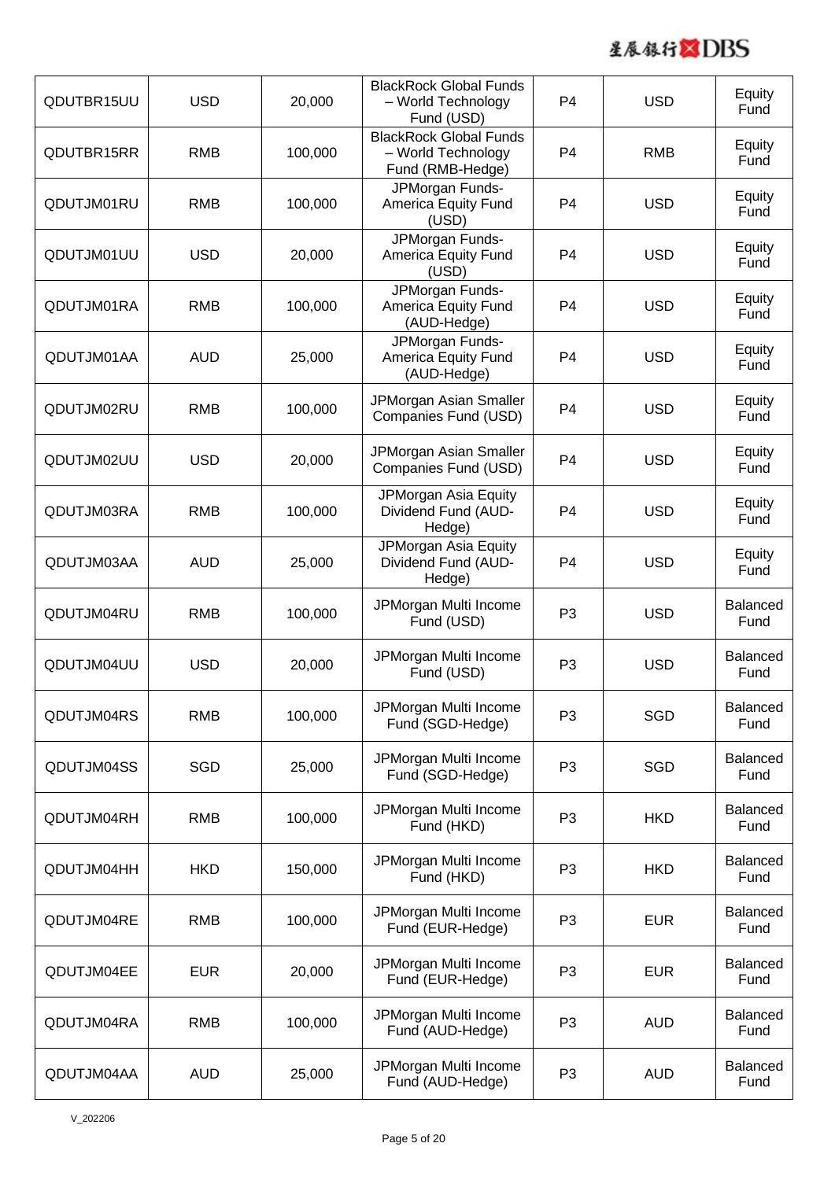| QDUTBR15UU | USD | 20,000 | BlackRock Global Funds – World Technology Fund (USD) | P4 | USD | Equity Fund |
|---|---|---|---|---|---|---|
| QDUTBR15RR | RMB | 100,000 | BlackRock Global Funds – World Technology Fund (RMB-Hedge) | P4 | RMB | Equity Fund |
| QDUTJM01RU | RMB | 100,000 | JPMorgan Funds-America Equity Fund (USD) | P4 | USD | Equity Fund |
| QDUTJM01UU | USD | 20,000 | JPMorgan Funds-America Equity Fund (USD) | P4 | USD | Equity Fund |
| QDUTJM01RA | RMB | 100,000 | JPMorgan Funds-America Equity Fund (AUD-Hedge) | P4 | USD | Equity Fund |
| QDUTJM01AA | AUD | 25,000 | JPMorgan Funds-America Equity Fund (AUD-Hedge) | P4 | USD | Equity Fund |
| QDUTJM02RU | RMB | 100,000 | JPMorgan Asian Smaller Companies Fund (USD) | P4 | USD | Equity Fund |
| QDUTJM02UU | USD | 20,000 | JPMorgan Asian Smaller Companies Fund (USD) | P4 | USD | Equity Fund |
| QDUTJM03RA | RMB | 100,000 | JPMorgan Asia Equity Dividend Fund (AUD-Hedge) | P4 | USD | Equity Fund |
| QDUTJM03AA | AUD | 25,000 | JPMorgan Asia Equity Dividend Fund (AUD-Hedge) | P4 | USD | Equity Fund |
| QDUTJM04RU | RMB | 100,000 | JPMorgan Multi Income Fund (USD) | P3 | USD | Balanced Fund |
| QDUTJM04UU | USD | 20,000 | JPMorgan Multi Income Fund (USD) | P3 | USD | Balanced Fund |
| QDUTJM04RS | RMB | 100,000 | JPMorgan Multi Income Fund (SGD-Hedge) | P3 | SGD | Balanced Fund |
| QDUTJM04SS | SGD | 25,000 | JPMorgan Multi Income Fund (SGD-Hedge) | P3 | SGD | Balanced Fund |
| QDUTJM04RH | RMB | 100,000 | JPMorgan Multi Income Fund (HKD) | P3 | HKD | Balanced Fund |
| QDUTJM04HH | HKD | 150,000 | JPMorgan Multi Income Fund (HKD) | P3 | HKD | Balanced Fund |
| QDUTJM04RE | RMB | 100,000 | JPMorgan Multi Income Fund (EUR-Hedge) | P3 | EUR | Balanced Fund |
| QDUTJM04EE | EUR | 20,000 | JPMorgan Multi Income Fund (EUR-Hedge) | P3 | EUR | Balanced Fund |
| QDUTJM04RA | RMB | 100,000 | JPMorgan Multi Income Fund (AUD-Hedge) | P3 | AUD | Balanced Fund |
| QDUTJM04AA | AUD | 25,000 | JPMorgan Multi Income Fund (AUD-Hedge) | P3 | AUD | Balanced Fund |

V_202206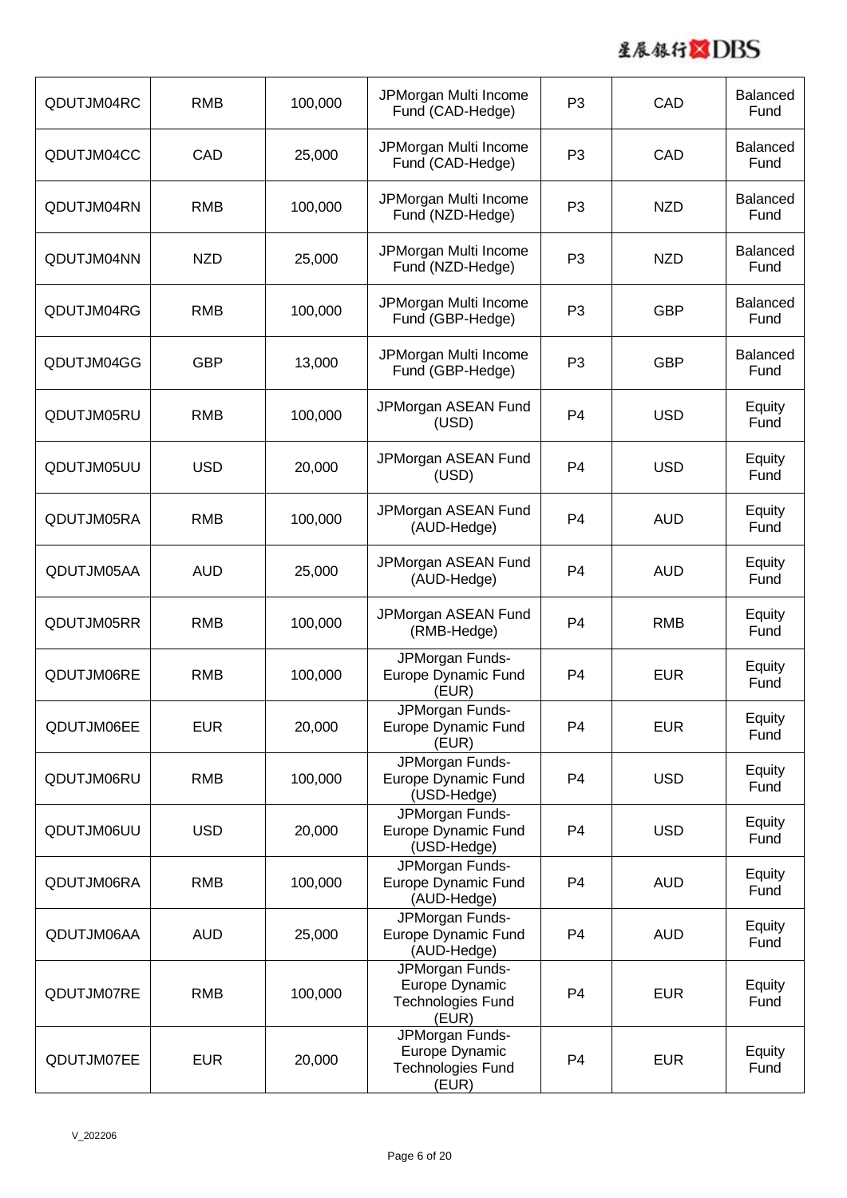| | | | | | | |
|---|---|---|---|---|---|---|
| QDUTJM04RC | RMB | 100,000 | JPMorgan Multi Income Fund (CAD-Hedge) | P3 | CAD | Balanced Fund |
| QDUTJM04CC | CAD | 25,000 | JPMorgan Multi Income Fund (CAD-Hedge) | P3 | CAD | Balanced Fund |
| QDUTJM04RN | RMB | 100,000 | JPMorgan Multi Income Fund (NZD-Hedge) | P3 | NZD | Balanced Fund |
| QDUTJM04NN | NZD | 25,000 | JPMorgan Multi Income Fund (NZD-Hedge) | P3 | NZD | Balanced Fund |
| QDUTJM04RG | RMB | 100,000 | JPMorgan Multi Income Fund (GBP-Hedge) | P3 | GBP | Balanced Fund |
| QDUTJM04GG | GBP | 13,000 | JPMorgan Multi Income Fund (GBP-Hedge) | P3 | GBP | Balanced Fund |
| QDUTJM05RU | RMB | 100,000 | JPMorgan ASEAN Fund (USD) | P4 | USD | Equity Fund |
| QDUTJM05UU | USD | 20,000 | JPMorgan ASEAN Fund (USD) | P4 | USD | Equity Fund |
| QDUTJM05RA | RMB | 100,000 | JPMorgan ASEAN Fund (AUD-Hedge) | P4 | AUD | Equity Fund |
| QDUTJM05AA | AUD | 25,000 | JPMorgan ASEAN Fund (AUD-Hedge) | P4 | AUD | Equity Fund |
| QDUTJM05RR | RMB | 100,000 | JPMorgan ASEAN Fund (RMB-Hedge) | P4 | RMB | Equity Fund |
| QDUTJM06RE | RMB | 100,000 | JPMorgan Funds-Europe Dynamic Fund (EUR) | P4 | EUR | Equity Fund |
| QDUTJM06EE | EUR | 20,000 | JPMorgan Funds-Europe Dynamic Fund (EUR) | P4 | EUR | Equity Fund |
| QDUTJM06RU | RMB | 100,000 | JPMorgan Funds-Europe Dynamic Fund (USD-Hedge) | P4 | USD | Equity Fund |
| QDUTJM06UU | USD | 20,000 | JPMorgan Funds-Europe Dynamic Fund (USD-Hedge) | P4 | USD | Equity Fund |
| QDUTJM06RA | RMB | 100,000 | JPMorgan Funds-Europe Dynamic Fund (AUD-Hedge) | P4 | AUD | Equity Fund |
| QDUTJM06AA | AUD | 25,000 | JPMorgan Funds-Europe Dynamic Fund (AUD-Hedge) | P4 | AUD | Equity Fund |
| QDUTJM07RE | RMB | 100,000 | JPMorgan Funds-Europe Dynamic Technologies Fund (EUR) | P4 | EUR | Equity Fund |
| QDUTJM07EE | EUR | 20,000 | JPMorgan Funds-Europe Dynamic Technologies Fund (EUR) | P4 | EUR | Equity Fund |

V_202206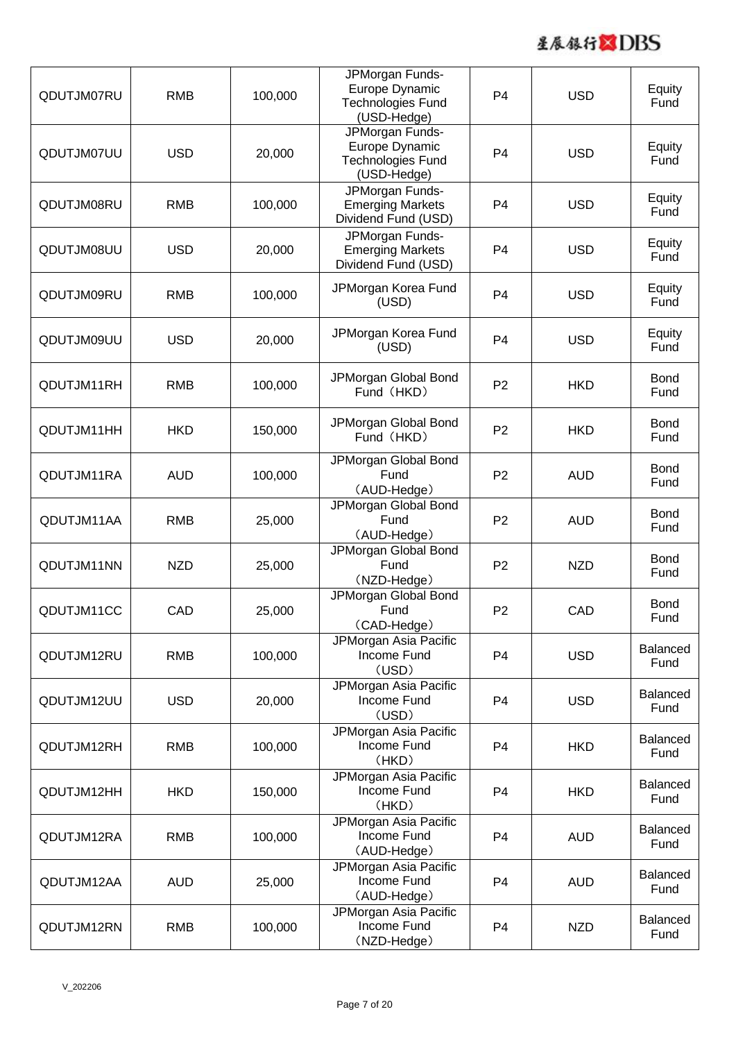| | | | | | | |
|---|---|---|---|---|---|---|
| QDUTJM07RU | RMB | 100,000 | JPMorgan Funds- Europe Dynamic Technologies Fund (USD-Hedge) | P4 | USD | Equity Fund |
| QDUTJM07UU | USD | 20,000 | JPMorgan Funds- Europe Dynamic Technologies Fund (USD-Hedge) | P4 | USD | Equity Fund |
| QDUTJM08RU | RMB | 100,000 | JPMorgan Funds- Emerging Markets Dividend Fund (USD) | P4 | USD | Equity Fund |
| QDUTJM08UU | USD | 20,000 | JPMorgan Funds- Emerging Markets Dividend Fund (USD) | P4 | USD | Equity Fund |
| QDUTJM09RU | RMB | 100,000 | JPMorgan Korea Fund (USD) | P4 | USD | Equity Fund |
| QDUTJM09UU | USD | 20,000 | JPMorgan Korea Fund (USD) | P4 | USD | Equity Fund |
| QDUTJM11RH | RMB | 100,000 | JPMorgan Global Bond Fund（HKD） | P2 | HKD | Bond Fund |
| QDUTJM11HH | HKD | 150,000 | JPMorgan Global Bond Fund（HKD） | P2 | HKD | Bond Fund |
| QDUTJM11RA | AUD | 100,000 | JPMorgan Global Bond Fund （AUD-Hedge） | P2 | AUD | Bond Fund |
| QDUTJM11AA | RMB | 25,000 | JPMorgan Global Bond Fund （AUD-Hedge） | P2 | AUD | Bond Fund |
| QDUTJM11NN | NZD | 25,000 | JPMorgan Global Bond Fund （NZD-Hedge） | P2 | NZD | Bond Fund |
| QDUTJM11CC | CAD | 25,000 | JPMorgan Global Bond Fund （CAD-Hedge） | P2 | CAD | Bond Fund |
| QDUTJM12RU | RMB | 100,000 | JPMorgan Asia Pacific Income Fund （USD） | P4 | USD | Balanced Fund |
| QDUTJM12UU | USD | 20,000 | JPMorgan Asia Pacific Income Fund （USD） | P4 | USD | Balanced Fund |
| QDUTJM12RH | RMB | 100,000 | JPMorgan Asia Pacific Income Fund （HKD） | P4 | HKD | Balanced Fund |
| QDUTJM12HH | HKD | 150,000 | JPMorgan Asia Pacific Income Fund （HKD） | P4 | HKD | Balanced Fund |
| QDUTJM12RA | RMB | 100,000 | JPMorgan Asia Pacific Income Fund （AUD-Hedge） | P4 | AUD | Balanced Fund |
| QDUTJM12AA | AUD | 25,000 | JPMorgan Asia Pacific Income Fund （AUD-Hedge） | P4 | AUD | Balanced Fund |
| QDUTJM12RN | RMB | 100,000 | JPMorgan Asia Pacific Income Fund （NZD-Hedge） | P4 | NZD | Balanced Fund |

V_202206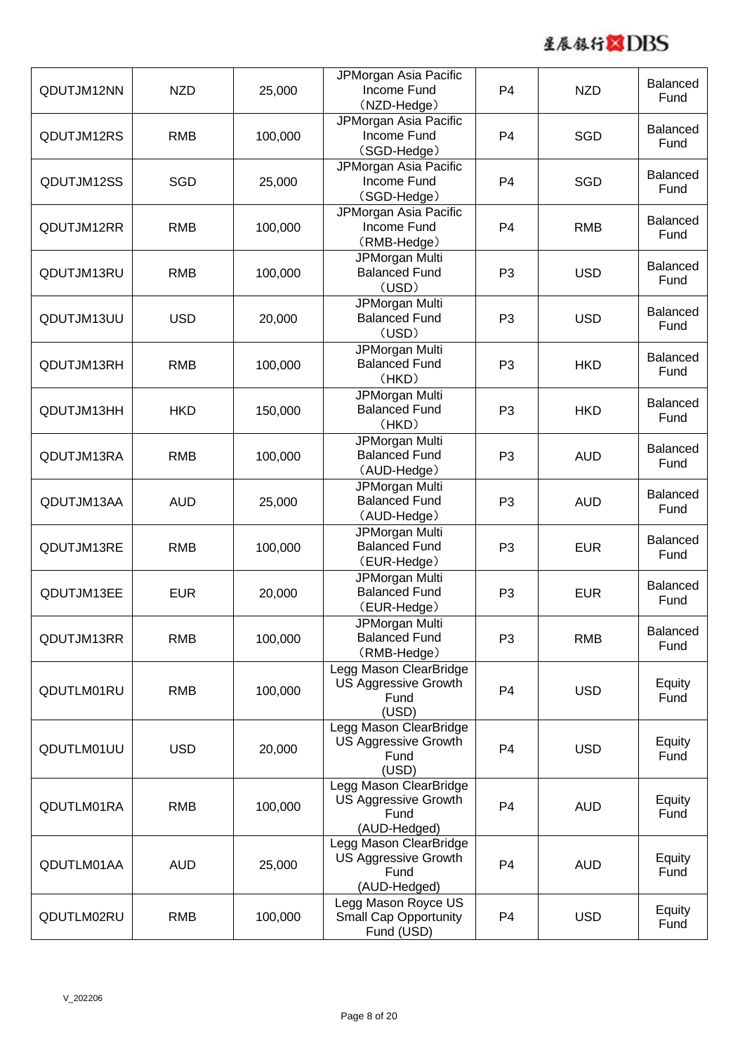| QDUTJM12NN | NZD | 25,000 | JPMorgan Asia Pacific Income Fund (NZD-Hedge) | P4 | NZD | Balanced Fund |
|---|---|---|---|---|---|---|
| QDUTJM12RS | RMB | 100,000 | JPMorgan Asia Pacific Income Fund (SGD-Hedge) | P4 | SGD | Balanced Fund |
| QDUTJM12SS | SGD | 25,000 | JPMorgan Asia Pacific Income Fund (SGD-Hedge) | P4 | SGD | Balanced Fund |
| QDUTJM12RR | RMB | 100,000 | JPMorgan Asia Pacific Income Fund (RMB-Hedge) | P4 | RMB | Balanced Fund |
| QDUTJM13RU | RMB | 100,000 | JPMorgan Multi Balanced Fund (USD) | P3 | USD | Balanced Fund |
| QDUTJM13UU | USD | 20,000 | JPMorgan Multi Balanced Fund (USD) | P3 | USD | Balanced Fund |
| QDUTJM13RH | RMB | 100,000 | JPMorgan Multi Balanced Fund (HKD) | P3 | HKD | Balanced Fund |
| QDUTJM13HH | HKD | 150,000 | JPMorgan Multi Balanced Fund (HKD) | P3 | HKD | Balanced Fund |
| QDUTJM13RA | RMB | 100,000 | JPMorgan Multi Balanced Fund (AUD-Hedge) | P3 | AUD | Balanced Fund |
| QDUTJM13AA | AUD | 25,000 | JPMorgan Multi Balanced Fund (AUD-Hedge) | P3 | AUD | Balanced Fund |
| QDUTJM13RE | RMB | 100,000 | JPMorgan Multi Balanced Fund (EUR-Hedge) | P3 | EUR | Balanced Fund |
| QDUTJM13EE | EUR | 20,000 | JPMorgan Multi Balanced Fund (EUR-Hedge) | P3 | EUR | Balanced Fund |
| QDUTJM13RR | RMB | 100,000 | JPMorgan Multi Balanced Fund (RMB-Hedge) | P3 | RMB | Balanced Fund |
| QDUTLM01RU | RMB | 100,000 | Legg Mason ClearBridge US Aggressive Growth Fund (USD) | P4 | USD | Equity Fund |
| QDUTLM01UU | USD | 20,000 | Legg Mason ClearBridge US Aggressive Growth Fund (USD) | P4 | USD | Equity Fund |
| QDUTLM01RA | RMB | 100,000 | Legg Mason ClearBridge US Aggressive Growth Fund (AUD-Hedged) | P4 | AUD | Equity Fund |
| QDUTLM01AA | AUD | 25,000 | Legg Mason ClearBridge US Aggressive Growth Fund (AUD-Hedged) | P4 | AUD | Equity Fund |
| QDUTLM02RU | RMB | 100,000 | Legg Mason Royce US Small Cap Opportunity Fund (USD) | P4 | USD | Equity Fund |

V_202206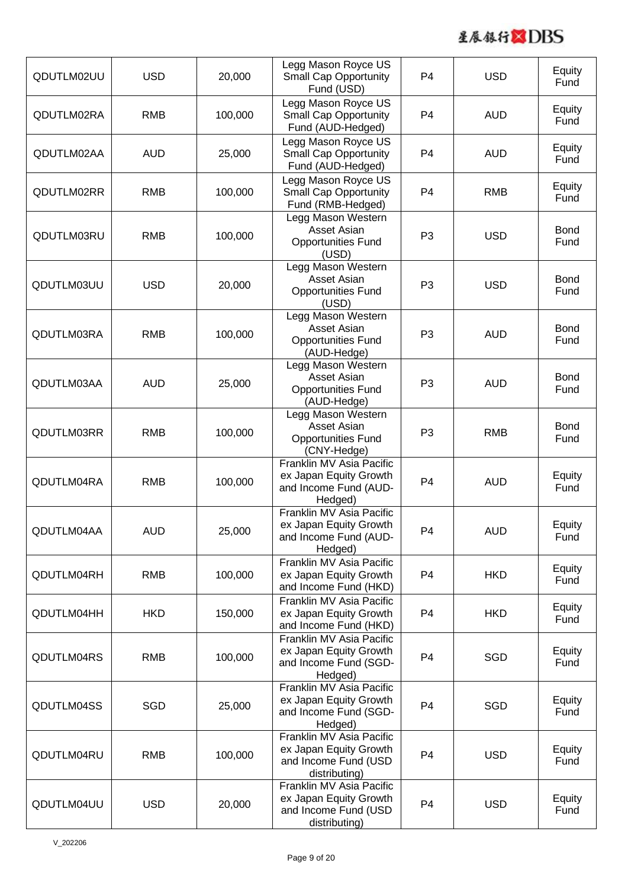| QDUTLM02UU | USD | 20,000 | Legg Mason Royce US Small Cap Opportunity Fund (USD) | P4 | USD | Equity Fund |
|---|---|---|---|---|---|---|
| QDUTLM02RA | RMB | 100,000 | Legg Mason Royce US Small Cap Opportunity Fund (AUD-Hedged) | P4 | AUD | Equity Fund |
| QDUTLM02AA | AUD | 25,000 | Legg Mason Royce US Small Cap Opportunity Fund (AUD-Hedged) | P4 | AUD | Equity Fund |
| QDUTLM02RR | RMB | 100,000 | Legg Mason Royce US Small Cap Opportunity Fund (RMB-Hedged) | P4 | RMB | Equity Fund |
| QDUTLM03RU | RMB | 100,000 | Legg Mason Western Asset Asian Opportunities Fund (USD) | P3 | USD | Bond Fund |
| QDUTLM03UU | USD | 20,000 | Legg Mason Western Asset Asian Opportunities Fund (USD) | P3 | USD | Bond Fund |
| QDUTLM03RA | RMB | 100,000 | Legg Mason Western Asset Asian Opportunities Fund (AUD-Hedge) | P3 | AUD | Bond Fund |
| QDUTLM03AA | AUD | 25,000 | Legg Mason Western Asset Asian Opportunities Fund (AUD-Hedge) | P3 | AUD | Bond Fund |
| QDUTLM03RR | RMB | 100,000 | Legg Mason Western Asset Asian Opportunities Fund (CNY-Hedge) | P3 | RMB | Bond Fund |
| QDUTLM04RA | RMB | 100,000 | Franklin MV Asia Pacific ex Japan Equity Growth and Income Fund (AUD-Hedged) | P4 | AUD | Equity Fund |
| QDUTLM04AA | AUD | 25,000 | Franklin MV Asia Pacific ex Japan Equity Growth and Income Fund (AUD-Hedged) | P4 | AUD | Equity Fund |
| QDUTLM04RH | RMB | 100,000 | Franklin MV Asia Pacific ex Japan Equity Growth and Income Fund (HKD) | P4 | HKD | Equity Fund |
| QDUTLM04HH | HKD | 150,000 | Franklin MV Asia Pacific ex Japan Equity Growth and Income Fund (HKD) | P4 | HKD | Equity Fund |
| QDUTLM04RS | RMB | 100,000 | Franklin MV Asia Pacific ex Japan Equity Growth and Income Fund (SGD-Hedged) | P4 | SGD | Equity Fund |
| QDUTLM04SS | SGD | 25,000 | Franklin MV Asia Pacific ex Japan Equity Growth and Income Fund (SGD-Hedged) | P4 | SGD | Equity Fund |
| QDUTLM04RU | RMB | 100,000 | Franklin MV Asia Pacific ex Japan Equity Growth and Income Fund (USD distributing) | P4 | USD | Equity Fund |
| QDUTLM04UU | USD | 20,000 | Franklin MV Asia Pacific ex Japan Equity Growth and Income Fund (USD distributing) | P4 | USD | Equity Fund |

V_202206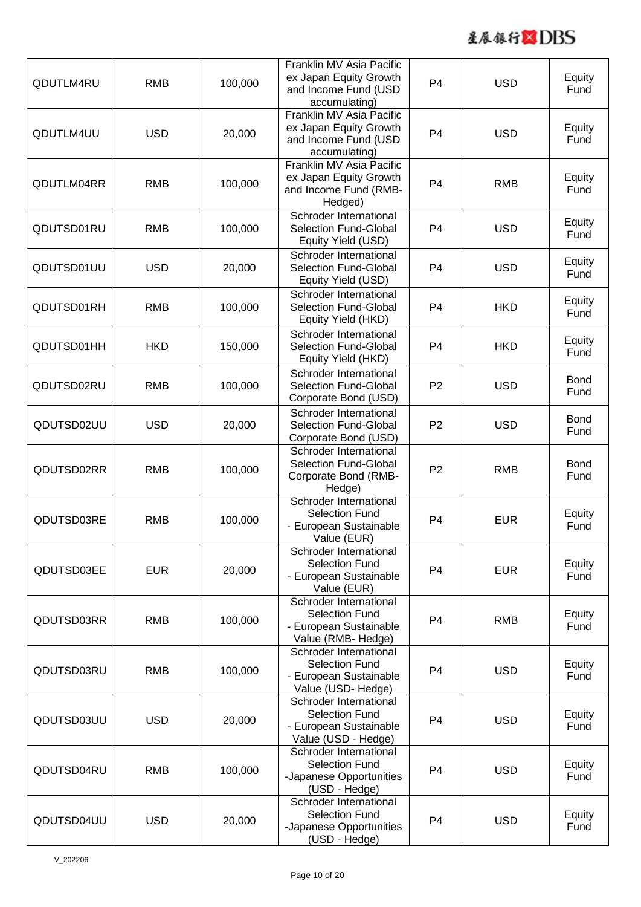| QDUTLM4RU | RMB | 100,000 | Franklin MV Asia Pacific ex Japan Equity Growth and Income Fund (USD accumulating) | P4 | USD | Equity Fund |
|---|---|---|---|---|---|---|
| QDUTLM4UU | USD | 20,000 | Franklin MV Asia Pacific ex Japan Equity Growth and Income Fund (USD accumulating) | P4 | USD | Equity Fund |
| QDUTLM04RR | RMB | 100,000 | Franklin MV Asia Pacific ex Japan Equity Growth and Income Fund (RMB-Hedged) | P4 | RMB | Equity Fund |
| QDUTSD01RU | RMB | 100,000 | Schroder International Selection Fund-Global Equity Yield (USD) | P4 | USD | Equity Fund |
| QDUTSD01UU | USD | 20,000 | Schroder International Selection Fund-Global Equity Yield (USD) | P4 | USD | Equity Fund |
| QDUTSD01RH | RMB | 100,000 | Schroder International Selection Fund-Global Equity Yield (HKD) | P4 | HKD | Equity Fund |
| QDUTSD01HH | HKD | 150,000 | Schroder International Selection Fund-Global Equity Yield (HKD) | P4 | HKD | Equity Fund |
| QDUTSD02RU | RMB | 100,000 | Schroder International Selection Fund-Global Corporate Bond (USD) | P2 | USD | Bond Fund |
| QDUTSD02UU | USD | 20,000 | Schroder International Selection Fund-Global Corporate Bond (USD) | P2 | USD | Bond Fund |
| QDUTSD02RR | RMB | 100,000 | Schroder International Selection Fund-Global Corporate Bond (RMB-Hedge) | P2 | RMB | Bond Fund |
| QDUTSD03RE | RMB | 100,000 | Schroder International Selection Fund - European Sustainable Value (EUR) | P4 | EUR | Equity Fund |
| QDUTSD03EE | EUR | 20,000 | Schroder International Selection Fund - European Sustainable Value (EUR) | P4 | EUR | Equity Fund |
| QDUTSD03RR | RMB | 100,000 | Schroder International Selection Fund - European Sustainable Value (RMB- Hedge) | P4 | RMB | Equity Fund |
| QDUTSD03RU | RMB | 100,000 | Schroder International Selection Fund - European Sustainable Value (USD- Hedge) | P4 | USD | Equity Fund |
| QDUTSD03UU | USD | 20,000 | Schroder International Selection Fund - European Sustainable Value (USD - Hedge) | P4 | USD | Equity Fund |
| QDUTSD04RU | RMB | 100,000 | Schroder International Selection Fund -Japanese Opportunities (USD - Hedge) | P4 | USD | Equity Fund |
| QDUTSD04UU | USD | 20,000 | Schroder International Selection Fund -Japanese Opportunities (USD - Hedge) | P4 | USD | Equity Fund |

V_202206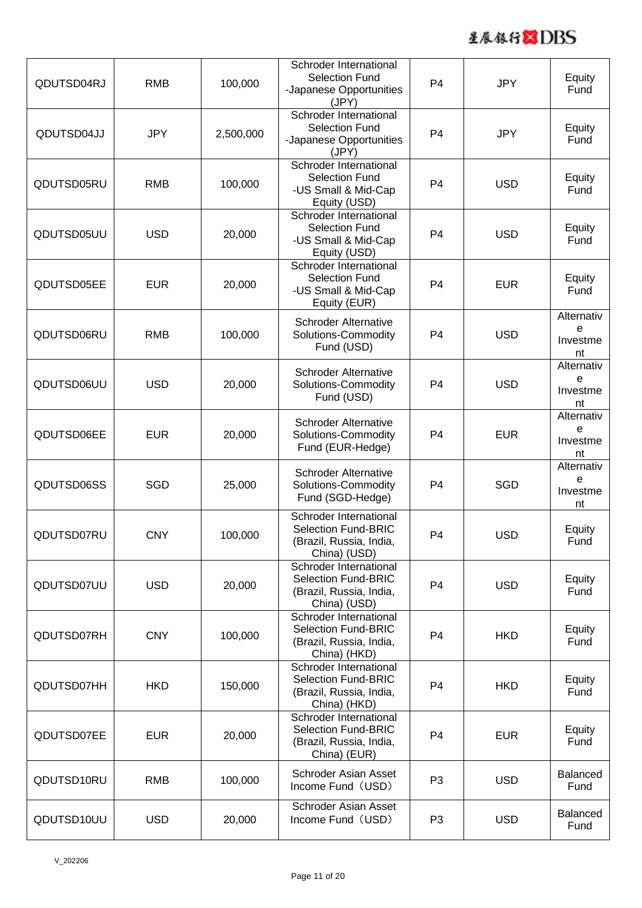| QDUTSD04RJ | RMB | 100,000 | Schroder International Selection Fund -Japanese Opportunities (JPY) | P4 | JPY | Equity Fund |
|---|---|---|---|---|---|---|
| QDUTSD04JJ | JPY | 2,500,000 | Schroder International Selection Fund -Japanese Opportunities (JPY) | P4 | JPY | Equity Fund |
| QDUTSD05RU | RMB | 100,000 | Schroder International Selection Fund -US Small & Mid-Cap Equity (USD) | P4 | USD | Equity Fund |
| QDUTSD05UU | USD | 20,000 | Schroder International Selection Fund -US Small & Mid-Cap Equity (USD) | P4 | USD | Equity Fund |
| QDUTSD05EE | EUR | 20,000 | Schroder International Selection Fund -US Small & Mid-Cap Equity (EUR) | P4 | EUR | Equity Fund |
| QDUTSD06RU | RMB | 100,000 | Schroder Alternative Solutions-Commodity Fund (USD) | P4 | USD | Alternative Investment |
| QDUTSD06UU | USD | 20,000 | Schroder Alternative Solutions-Commodity Fund (USD) | P4 | USD | Alternative Investment |
| QDUTSD06EE | EUR | 20,000 | Schroder Alternative Solutions-Commodity Fund (EUR-Hedge) | P4 | EUR | Alternative Investment |
| QDUTSD06SS | SGD | 25,000 | Schroder Alternative Solutions-Commodity Fund (SGD-Hedge) | P4 | SGD | Alternative Investment |
| QDUTSD07RU | CNY | 100,000 | Schroder International Selection Fund-BRIC (Brazil, Russia, India, China) (USD) | P4 | USD | Equity Fund |
| QDUTSD07UU | USD | 20,000 | Schroder International Selection Fund-BRIC (Brazil, Russia, India, China) (USD) | P4 | USD | Equity Fund |
| QDUTSD07RH | CNY | 100,000 | Schroder International Selection Fund-BRIC (Brazil, Russia, India, China) (HKD) | P4 | HKD | Equity Fund |
| QDUTSD07HH | HKD | 150,000 | Schroder International Selection Fund-BRIC (Brazil, Russia, India, China) (HKD) | P4 | HKD | Equity Fund |
| QDUTSD07EE | EUR | 20,000 | Schroder International Selection Fund-BRIC (Brazil, Russia, India, China) (EUR) | P4 | EUR | Equity Fund |
| QDUTSD10RU | RMB | 100,000 | Schroder Asian Asset Income Fund（USD） | P3 | USD | Balanced Fund |
| QDUTSD10UU | USD | 20,000 | Schroder Asian Asset Income Fund（USD） | P3 | USD | Balanced Fund |

V_202206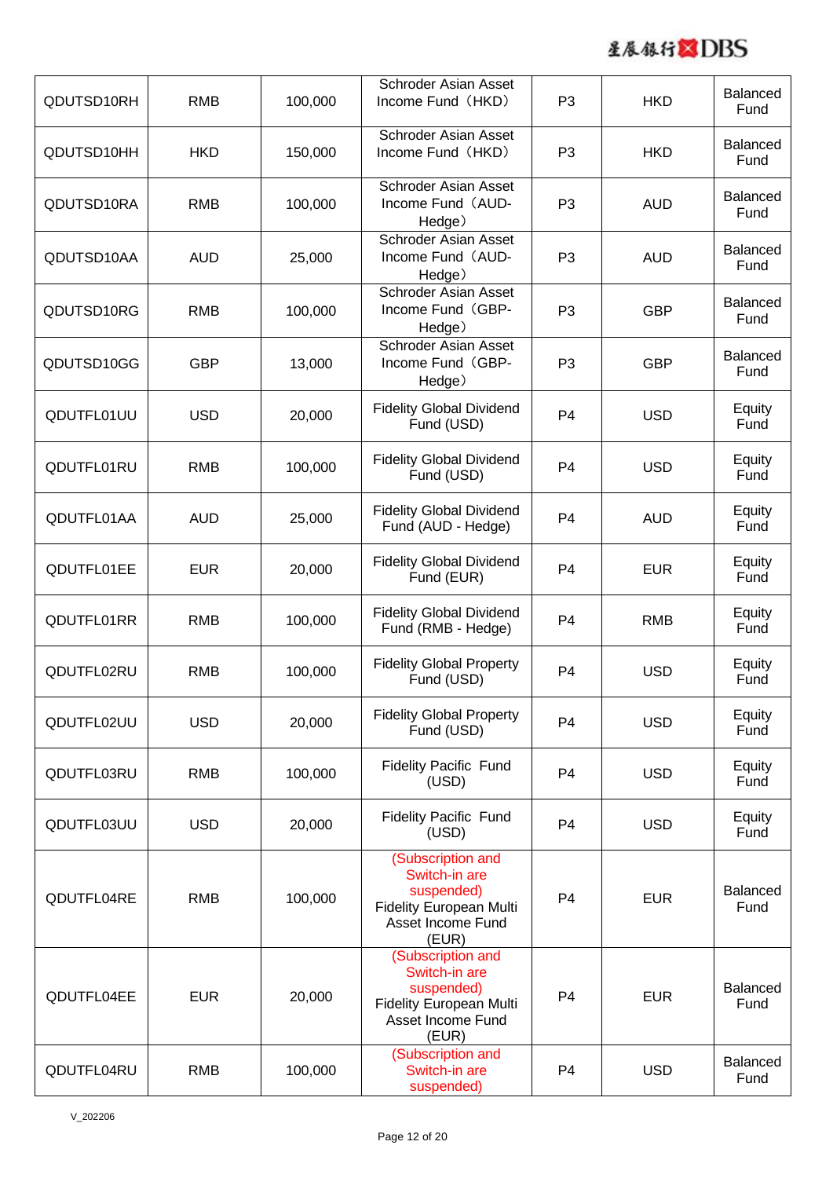| | | | | | | |
|---|---|---|---|---|---|---|
| QDUTSD10RH | RMB | 100,000 | Schroder Asian Asset Income Fund（HKD） | P3 | HKD | Balanced Fund |
| QDUTSD10HH | HKD | 150,000 | Schroder Asian Asset Income Fund（HKD） | P3 | HKD | Balanced Fund |
| QDUTSD10RA | RMB | 100,000 | Schroder Asian Asset Income Fund（AUD-Hedge） | P3 | AUD | Balanced Fund |
| QDUTSD10AA | AUD | 25,000 | Schroder Asian Asset Income Fund（AUD-Hedge） | P3 | AUD | Balanced Fund |
| QDUTSD10RG | RMB | 100,000 | Schroder Asian Asset Income Fund（GBP-Hedge） | P3 | GBP | Balanced Fund |
| QDUTSD10GG | GBP | 13,000 | Schroder Asian Asset Income Fund（GBP-Hedge） | P3 | GBP | Balanced Fund |
| QDUTFL01UU | USD | 20,000 | Fidelity Global Dividend Fund (USD) | P4 | USD | Equity Fund |
| QDUTFL01RU | RMB | 100,000 | Fidelity Global Dividend Fund (USD) | P4 | USD | Equity Fund |
| QDUTFL01AA | AUD | 25,000 | Fidelity Global Dividend Fund (AUD - Hedge) | P4 | AUD | Equity Fund |
| QDUTFL01EE | EUR | 20,000 | Fidelity Global Dividend Fund (EUR) | P4 | EUR | Equity Fund |
| QDUTFL01RR | RMB | 100,000 | Fidelity Global Dividend Fund (RMB - Hedge) | P4 | RMB | Equity Fund |
| QDUTFL02RU | RMB | 100,000 | Fidelity Global Property Fund (USD) | P4 | USD | Equity Fund |
| QDUTFL02UU | USD | 20,000 | Fidelity Global Property Fund (USD) | P4 | USD | Equity Fund |
| QDUTFL03RU | RMB | 100,000 | Fidelity Pacific Fund (USD) | P4 | USD | Equity Fund |
| QDUTFL03UU | USD | 20,000 | Fidelity Pacific Fund (USD) | P4 | USD | Equity Fund |
| QDUTFL04RE | RMB | 100,000 | (Subscription and Switch-in are suspended) Fidelity European Multi Asset Income Fund (EUR) | P4 | EUR | Balanced Fund |
| QDUTFL04EE | EUR | 20,000 | (Subscription and Switch-in are suspended) Fidelity European Multi Asset Income Fund (EUR) | P4 | EUR | Balanced Fund |
| QDUTFL04RU | RMB | 100,000 | (Subscription and Switch-in are suspended) | P4 | USD | Balanced Fund |

V_202206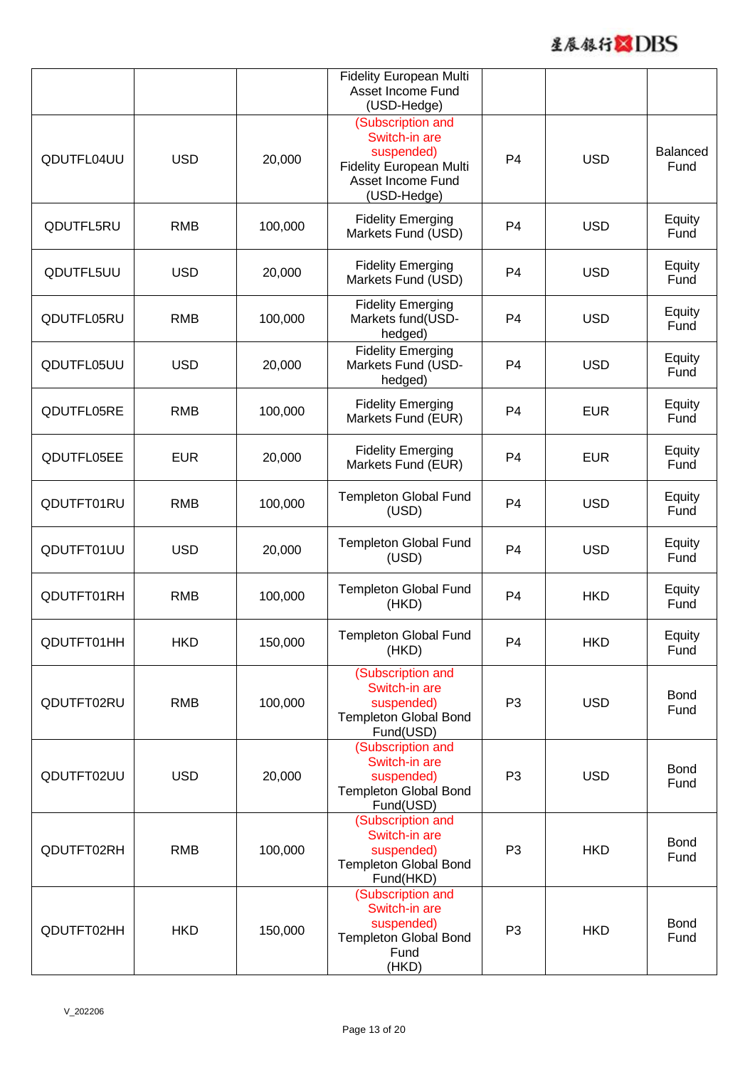| | | | Fidelity European Multi Asset Income Fund (USD-Hedge) | | | |
|---|---|---|---|---|---|---|
| QDUTFL04UU | USD | 20,000 | (Subscription and Switch-in are suspended) Fidelity European Multi Asset Income Fund (USD-Hedge) | P4 | USD | Balanced Fund |
| QDUTFL5RU | RMB | 100,000 | Fidelity Emerging Markets Fund (USD) | P4 | USD | Equity Fund |
| QDUTFL5UU | USD | 20,000 | Fidelity Emerging Markets Fund (USD) | P4 | USD | Equity Fund |
| QDUTFL05RU | RMB | 100,000 | Fidelity Emerging Markets fund(USD-hedged) | P4 | USD | Equity Fund |
| QDUTFL05UU | USD | 20,000 | Fidelity Emerging Markets Fund (USD-hedged) | P4 | USD | Equity Fund |
| QDUTFL05RE | RMB | 100,000 | Fidelity Emerging Markets Fund (EUR) | P4 | EUR | Equity Fund |
| QDUTFL05EE | EUR | 20,000 | Fidelity Emerging Markets Fund (EUR) | P4 | EUR | Equity Fund |
| QDUTFT01RU | RMB | 100,000 | Templeton Global Fund (USD) | P4 | USD | Equity Fund |
| QDUTFT01UU | USD | 20,000 | Templeton Global Fund (USD) | P4 | USD | Equity Fund |
| QDUTFT01RH | RMB | 100,000 | Templeton Global Fund (HKD) | P4 | HKD | Equity Fund |
| QDUTFT01HH | HKD | 150,000 | Templeton Global Fund (HKD) | P4 | HKD | Equity Fund |
| QDUTFT02RU | RMB | 100,000 | (Subscription and Switch-in are suspended) Templeton Global Bond Fund(USD) | P3 | USD | Bond Fund |
| QDUTFT02UU | USD | 20,000 | (Subscription and Switch-in are suspended) Templeton Global Bond Fund(USD) | P3 | USD | Bond Fund |
| QDUTFT02RH | RMB | 100,000 | (Subscription and Switch-in are suspended) Templeton Global Bond Fund(HKD) | P3 | HKD | Bond Fund |
| QDUTFT02HH | HKD | 150,000 | (Subscription and Switch-in are suspended) Templeton Global Bond Fund (HKD) | P3 | HKD | Bond Fund |

V_202206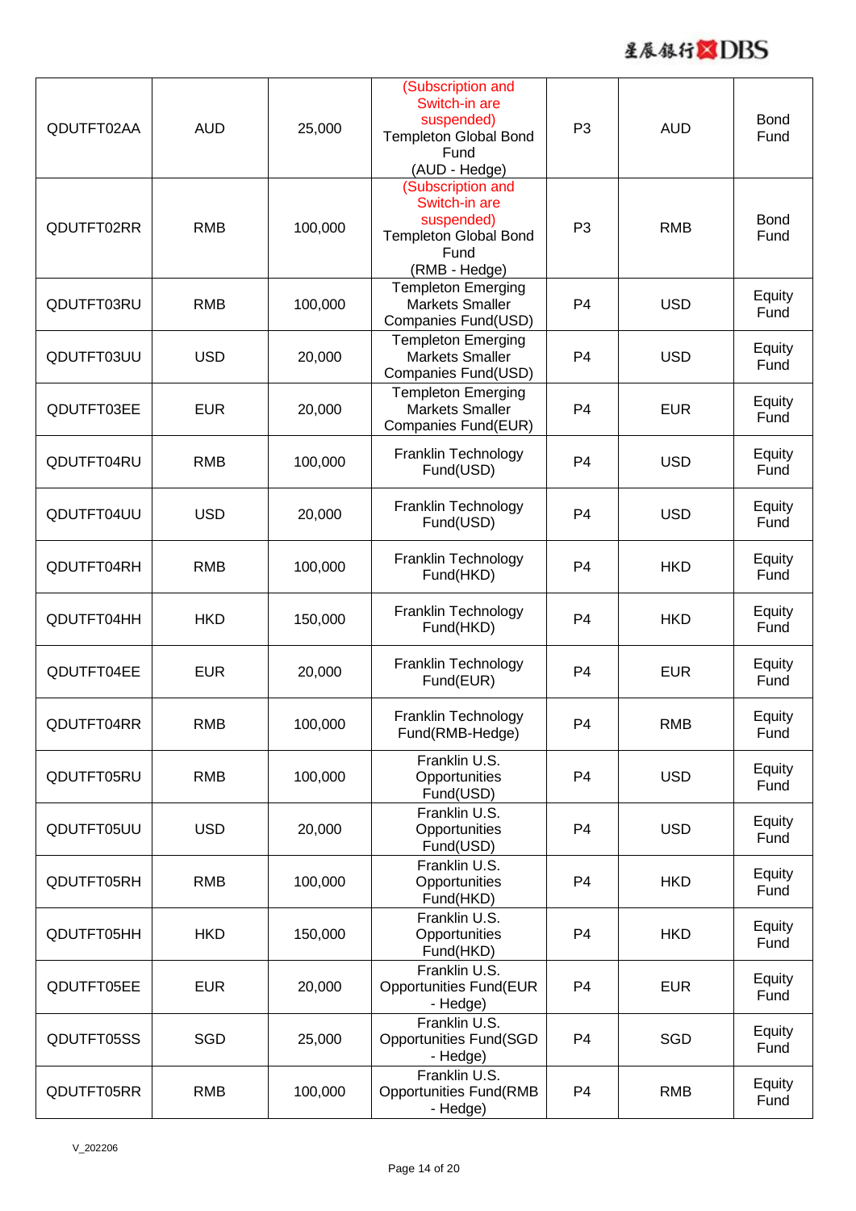| QDUTFT02AA | AUD | 25,000 | (Subscription and Switch-in are suspended) Templeton Global Bond Fund (AUD - Hedge) | P3 | AUD | Bond Fund |
|---|---|---|---|---|---|---|
| QDUTFT02RR | RMB | 100,000 | (Subscription and Switch-in are suspended) Templeton Global Bond Fund (RMB - Hedge) | P3 | RMB | Bond Fund |
| QDUTFT03RU | RMB | 100,000 | Templeton Emerging Markets Smaller Companies Fund(USD) | P4 | USD | Equity Fund |
| QDUTFT03UU | USD | 20,000 | Templeton Emerging Markets Smaller Companies Fund(USD) | P4 | USD | Equity Fund |
| QDUTFT03EE | EUR | 20,000 | Templeton Emerging Markets Smaller Companies Fund(EUR) | P4 | EUR | Equity Fund |
| QDUTFT04RU | RMB | 100,000 | Franklin Technology Fund(USD) | P4 | USD | Equity Fund |
| QDUTFT04UU | USD | 20,000 | Franklin Technology Fund(USD) | P4 | USD | Equity Fund |
| QDUTFT04RH | RMB | 100,000 | Franklin Technology Fund(HKD) | P4 | HKD | Equity Fund |
| QDUTFT04HH | HKD | 150,000 | Franklin Technology Fund(HKD) | P4 | HKD | Equity Fund |
| QDUTFT04EE | EUR | 20,000 | Franklin Technology Fund(EUR) | P4 | EUR | Equity Fund |
| QDUTFT04RR | RMB | 100,000 | Franklin Technology Fund(RMB-Hedge) | P4 | RMB | Equity Fund |
| QDUTFT05RU | RMB | 100,000 | Franklin U.S. Opportunities Fund(USD) | P4 | USD | Equity Fund |
| QDUTFT05UU | USD | 20,000 | Franklin U.S. Opportunities Fund(USD) | P4 | USD | Equity Fund |
| QDUTFT05RH | RMB | 100,000 | Franklin U.S. Opportunities Fund(HKD) | P4 | HKD | Equity Fund |
| QDUTFT05HH | HKD | 150,000 | Franklin U.S. Opportunities Fund(HKD) | P4 | HKD | Equity Fund |
| QDUTFT05EE | EUR | 20,000 | Franklin U.S. Opportunities Fund(EUR - Hedge) | P4 | EUR | Equity Fund |
| QDUTFT05SS | SGD | 25,000 | Franklin U.S. Opportunities Fund(SGD - Hedge) | P4 | SGD | Equity Fund |
| QDUTFT05RR | RMB | 100,000 | Franklin U.S. Opportunities Fund(RMB - Hedge) | P4 | RMB | Equity Fund |

V_202206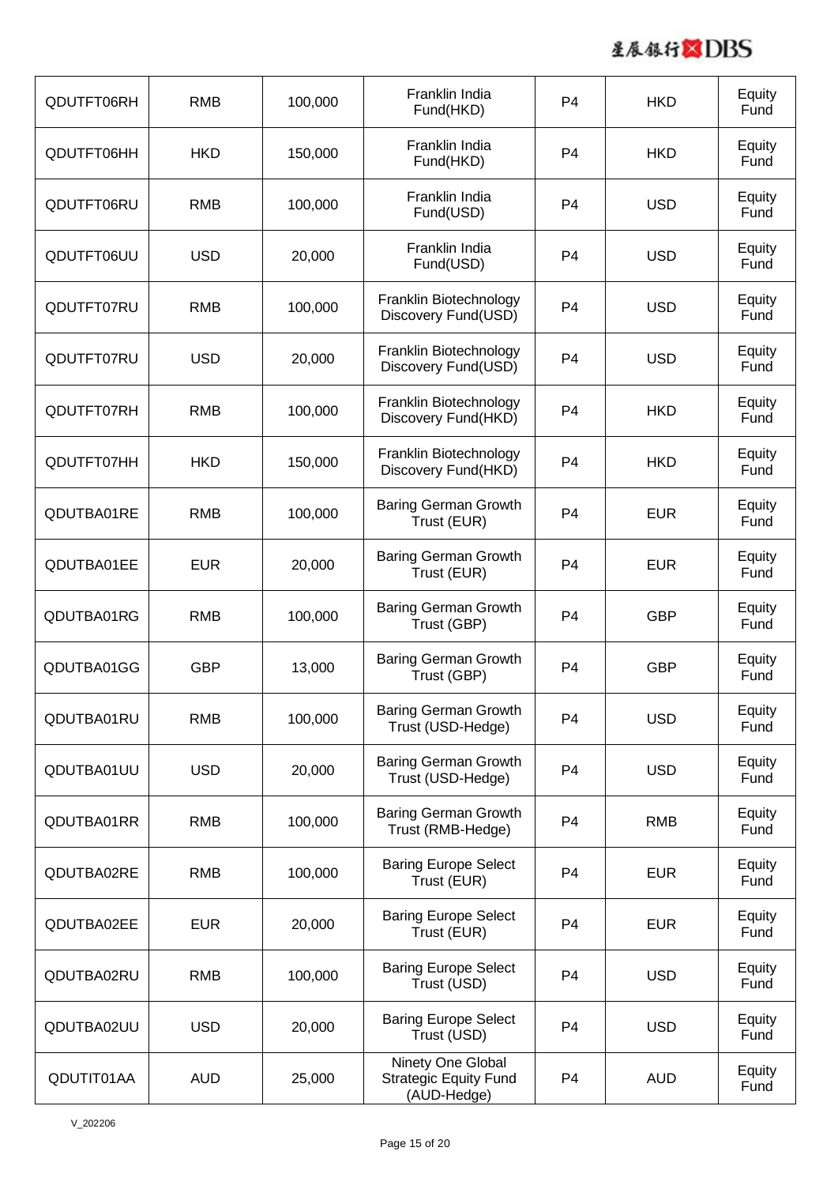| QDUTFT06RH | RMB | 100,000 | Franklin India Fund(HKD) | P4 | HKD | Equity Fund |
|---|---|---|---|---|---|---|
| QDUTFT06HH | HKD | 150,000 | Franklin India Fund(HKD) | P4 | HKD | Equity Fund |
| QDUTFT06RU | RMB | 100,000 | Franklin India Fund(USD) | P4 | USD | Equity Fund |
| QDUTFT06UU | USD | 20,000 | Franklin India Fund(USD) | P4 | USD | Equity Fund |
| QDUTFT07RU | RMB | 100,000 | Franklin Biotechnology Discovery Fund(USD) | P4 | USD | Equity Fund |
| QDUTFT07RU | USD | 20,000 | Franklin Biotechnology Discovery Fund(USD) | P4 | USD | Equity Fund |
| QDUTFT07RH | RMB | 100,000 | Franklin Biotechnology Discovery Fund(HKD) | P4 | HKD | Equity Fund |
| QDUTFT07HH | HKD | 150,000 | Franklin Biotechnology Discovery Fund(HKD) | P4 | HKD | Equity Fund |
| QDUTBA01RE | RMB | 100,000 | Baring German Growth Trust (EUR) | P4 | EUR | Equity Fund |
| QDUTBA01EE | EUR | 20,000 | Baring German Growth Trust (EUR) | P4 | EUR | Equity Fund |
| QDUTBA01RG | RMB | 100,000 | Baring German Growth Trust (GBP) | P4 | GBP | Equity Fund |
| QDUTBA01GG | GBP | 13,000 | Baring German Growth Trust (GBP) | P4 | GBP | Equity Fund |
| QDUTBA01RU | RMB | 100,000 | Baring German Growth Trust (USD-Hedge) | P4 | USD | Equity Fund |
| QDUTBA01UU | USD | 20,000 | Baring German Growth Trust (USD-Hedge) | P4 | USD | Equity Fund |
| QDUTBA01RR | RMB | 100,000 | Baring German Growth Trust (RMB-Hedge) | P4 | RMB | Equity Fund |
| QDUTBA02RE | RMB | 100,000 | Baring Europe Select Trust (EUR) | P4 | EUR | Equity Fund |
| QDUTBA02EE | EUR | 20,000 | Baring Europe Select Trust (EUR) | P4 | EUR | Equity Fund |
| QDUTBA02RU | RMB | 100,000 | Baring Europe Select Trust (USD) | P4 | USD | Equity Fund |
| QDUTBA02UU | USD | 20,000 | Baring Europe Select Trust (USD) | P4 | USD | Equity Fund |
| QDUTIT01AA | AUD | 25,000 | Ninety One Global Strategic Equity Fund (AUD-Hedge) | P4 | AUD | Equity Fund |

V_202206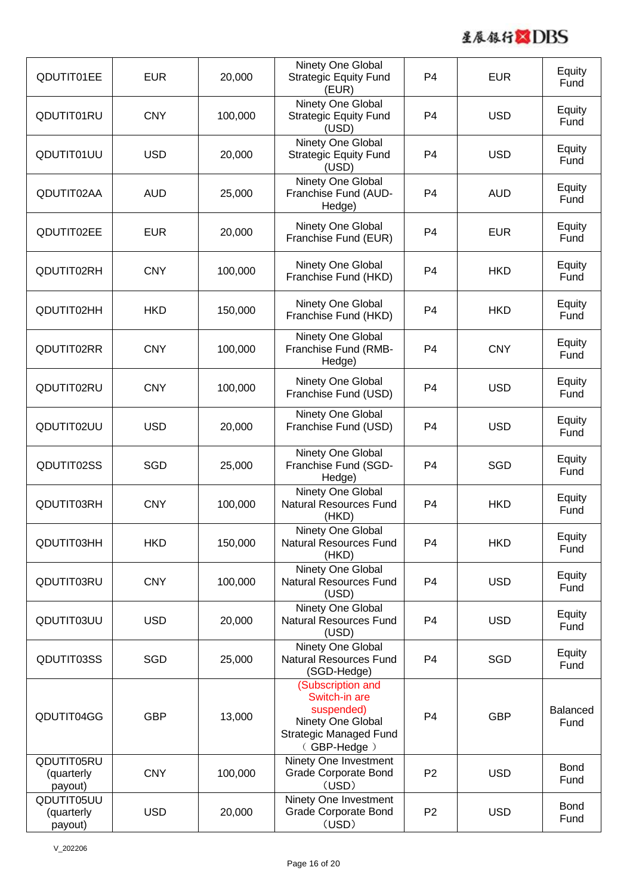| QDUTIT01EE | EUR | 20,000 | Ninety One Global Strategic Equity Fund (EUR) | P4 | EUR | Equity Fund |
|---|---|---|---|---|---|---|
| QDUTIT01RU | CNY | 100,000 | Ninety One Global Strategic Equity Fund (USD) | P4 | USD | Equity Fund |
| QDUTIT01UU | USD | 20,000 | Ninety One Global Strategic Equity Fund (USD) | P4 | USD | Equity Fund |
| QDUTIT02AA | AUD | 25,000 | Ninety One Global Franchise Fund (AUD-Hedge) | P4 | AUD | Equity Fund |
| QDUTIT02EE | EUR | 20,000 | Ninety One Global Franchise Fund (EUR) | P4 | EUR | Equity Fund |
| QDUTIT02RH | CNY | 100,000 | Ninety One Global Franchise Fund (HKD) | P4 | HKD | Equity Fund |
| QDUTIT02HH | HKD | 150,000 | Ninety One Global Franchise Fund (HKD) | P4 | HKD | Equity Fund |
| QDUTIT02RR | CNY | 100,000 | Ninety One Global Franchise Fund (RMB-Hedge) | P4 | CNY | Equity Fund |
| QDUTIT02RU | CNY | 100,000 | Ninety One Global Franchise Fund (USD) | P4 | USD | Equity Fund |
| QDUTIT02UU | USD | 20,000 | Ninety One Global Franchise Fund (USD) | P4 | USD | Equity Fund |
| QDUTIT02SS | SGD | 25,000 | Ninety One Global Franchise Fund (SGD-Hedge) | P4 | SGD | Equity Fund |
| QDUTIT03RH | CNY | 100,000 | Ninety One Global Natural Resources Fund (HKD) | P4 | HKD | Equity Fund |
| QDUTIT03HH | HKD | 150,000 | Ninety One Global Natural Resources Fund (HKD) | P4 | HKD | Equity Fund |
| QDUTIT03RU | CNY | 100,000 | Ninety One Global Natural Resources Fund (USD) | P4 | USD | Equity Fund |
| QDUTIT03UU | USD | 20,000 | Ninety One Global Natural Resources Fund (USD) | P4 | USD | Equity Fund |
| QDUTIT03SS | SGD | 25,000 | Ninety One Global Natural Resources Fund (SGD-Hedge) | P4 | SGD | Equity Fund |
| QDUTIT04GG | GBP | 13,000 | (Subscription and Switch-in are suspended) Ninety One Global Strategic Managed Fund （GBP-Hedge） | P4 | GBP | Balanced Fund |
| QDUTIT05RU (quarterly payout) | CNY | 100,000 | Ninety One Investment Grade Corporate Bond（USD） | P2 | USD | Bond Fund |
| QDUTIT05UU (quarterly payout) | USD | 20,000 | Ninety One Investment Grade Corporate Bond（USD） | P2 | USD | Bond Fund |

V_202206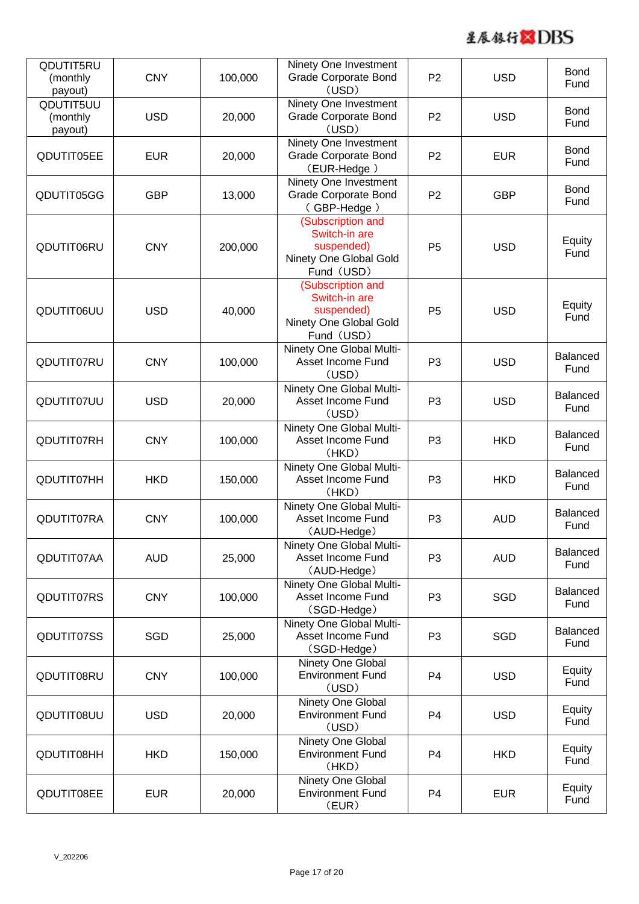| QDUTIT5RU (monthly payout) | CNY | 100,000 | Ninety One Investment Grade Corporate Bond （USD） | P2 | USD | Bond Fund |
|---|---|---|---|---|---|---|
| QDUTIT5UU (monthly payout) | USD | 20,000 | Ninety One Investment Grade Corporate Bond （USD） | P2 | USD | Bond Fund |
| QDUTIT05EE | EUR | 20,000 | Ninety One Investment Grade Corporate Bond （EUR-Hedge ） | P2 | EUR | Bond Fund |
| QDUTIT05GG | GBP | 13,000 | Ninety One Investment Grade Corporate Bond （ GBP-Hedge ） | P2 | GBP | Bond Fund |
| QDUTIT06RU | CNY | 200,000 | (Subscription and Switch-in are suspended) Ninety One Global Gold Fund（USD） | P5 | USD | Equity Fund |
| QDUTIT06UU | USD | 40,000 | (Subscription and Switch-in are suspended) Ninety One Global Gold Fund（USD） | P5 | USD | Equity Fund |
| QDUTIT07RU | CNY | 100,000 | Ninety One Global Multi-Asset Income Fund （USD） | P3 | USD | Balanced Fund |
| QDUTIT07UU | USD | 20,000 | Ninety One Global Multi-Asset Income Fund （USD） | P3 | USD | Balanced Fund |
| QDUTIT07RH | CNY | 100,000 | Ninety One Global Multi-Asset Income Fund （HKD） | P3 | HKD | Balanced Fund |
| QDUTIT07HH | HKD | 150,000 | Ninety One Global Multi-Asset Income Fund （HKD） | P3 | HKD | Balanced Fund |
| QDUTIT07RA | CNY | 100,000 | Ninety One Global Multi-Asset Income Fund （AUD-Hedge） | P3 | AUD | Balanced Fund |
| QDUTIT07AA | AUD | 25,000 | Ninety One Global Multi-Asset Income Fund （AUD-Hedge） | P3 | AUD | Balanced Fund |
| QDUTIT07RS | CNY | 100,000 | Ninety One Global Multi-Asset Income Fund （SGD-Hedge） | P3 | SGD | Balanced Fund |
| QDUTIT07SS | SGD | 25,000 | Ninety One Global Multi-Asset Income Fund （SGD-Hedge） | P3 | SGD | Balanced Fund |
| QDUTIT08RU | CNY | 100,000 | Ninety One Global Environment Fund （USD） | P4 | USD | Equity Fund |
| QDUTIT08UU | USD | 20,000 | Ninety One Global Environment Fund （USD） | P4 | USD | Equity Fund |
| QDUTIT08HH | HKD | 150,000 | Ninety One Global Environment Fund （HKD） | P4 | HKD | Equity Fund |
| QDUTIT08EE | EUR | 20,000 | Ninety One Global Environment Fund （EUR） | P4 | EUR | Equity Fund |

V_202206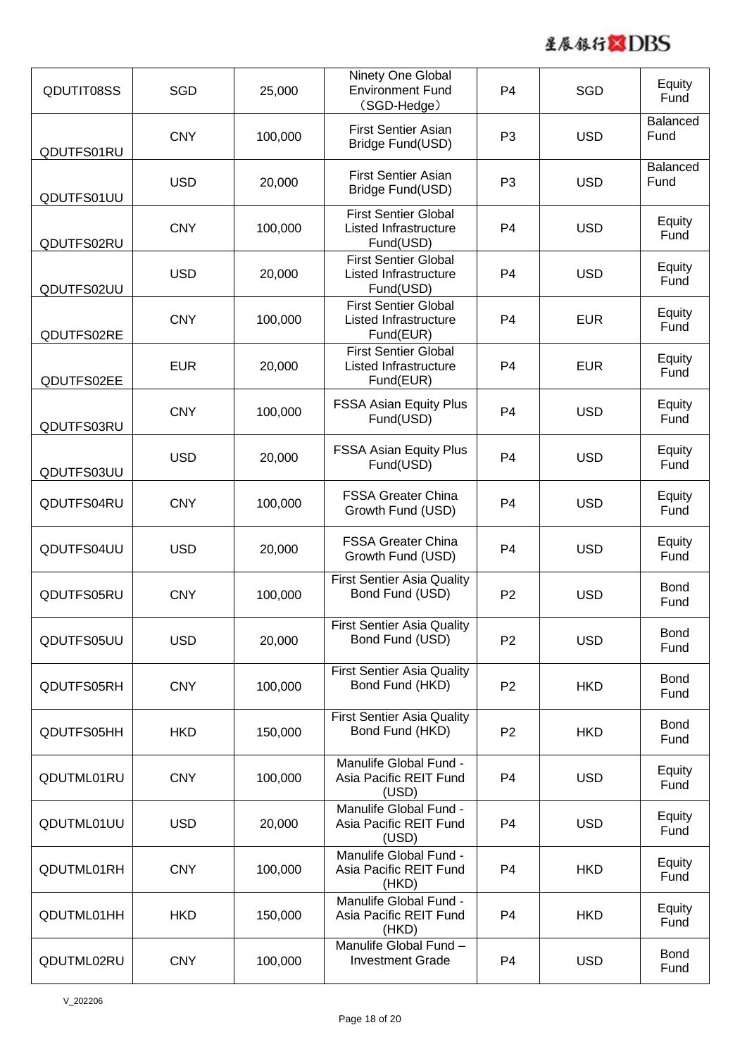| QDUTIT08SS | SGD | 25,000 | Ninety One Global Environment Fund （SGD-Hedge） | P4 | SGD | Equity Fund |
|---|---|---|---|---|---|---|
| QDUTFS01RU | CNY | 100,000 | First Sentier Asian Bridge Fund(USD) | P3 | USD | Balanced Fund |
| QDUTFS01UU | USD | 20,000 | First Sentier Asian Bridge Fund(USD) | P3 | USD | Balanced Fund |
| QDUTFS02RU | CNY | 100,000 | First Sentier Global Listed Infrastructure Fund(USD) | P4 | USD | Equity Fund |
| QDUTFS02UU | USD | 20,000 | First Sentier Global Listed Infrastructure Fund(USD) | P4 | USD | Equity Fund |
| QDUTFS02RE | CNY | 100,000 | First Sentier Global Listed Infrastructure Fund(EUR) | P4 | EUR | Equity Fund |
| QDUTFS02EE | EUR | 20,000 | First Sentier Global Listed Infrastructure Fund(EUR) | P4 | EUR | Equity Fund |
| QDUTFS03RU | CNY | 100,000 | FSSA Asian Equity Plus Fund(USD) | P4 | USD | Equity Fund |
| QDUTFS03UU | USD | 20,000 | FSSA Asian Equity Plus Fund(USD) | P4 | USD | Equity Fund |
| QDUTFS04RU | CNY | 100,000 | FSSA Greater China Growth Fund (USD) | P4 | USD | Equity Fund |
| QDUTFS04UU | USD | 20,000 | FSSA Greater China Growth Fund (USD) | P4 | USD | Equity Fund |
| QDUTFS05RU | CNY | 100,000 | First Sentier Asia Quality Bond Fund (USD) | P2 | USD | Bond Fund |
| QDUTFS05UU | USD | 20,000 | First Sentier Asia Quality Bond Fund (USD) | P2 | USD | Bond Fund |
| QDUTFS05RH | CNY | 100,000 | First Sentier Asia Quality Bond Fund (HKD) | P2 | HKD | Bond Fund |
| QDUTFS05HH | HKD | 150,000 | First Sentier Asia Quality Bond Fund (HKD) | P2 | HKD | Bond Fund |
| QDUTML01RU | CNY | 100,000 | Manulife Global Fund - Asia Pacific REIT Fund (USD) | P4 | USD | Equity Fund |
| QDUTML01UU | USD | 20,000 | Manulife Global Fund - Asia Pacific REIT Fund (USD) | P4 | USD | Equity Fund |
| QDUTML01RH | CNY | 100,000 | Manulife Global Fund - Asia Pacific REIT Fund (HKD) | P4 | HKD | Equity Fund |
| QDUTML01HH | HKD | 150,000 | Manulife Global Fund - Asia Pacific REIT Fund (HKD) | P4 | HKD | Equity Fund |
| QDUTML02RU | CNY | 100,000 | Manulife Global Fund – Investment Grade | P4 | USD | Bond Fund |

V_202206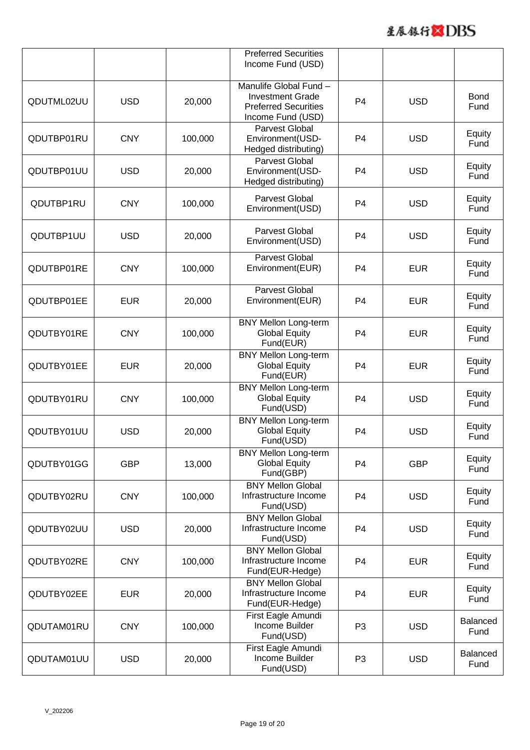| | | | Preferred Securities Income Fund (USD) | | | |
|---|---|---|---|---|---|---|
| QDUTML02UU | USD | 20,000 | Manulife Global Fund – Investment Grade Preferred Securities Income Fund (USD) | P4 | USD | Bond Fund |
| QDUTBP01RU | CNY | 100,000 | Parvest Global Environment(USD-Hedged distributing) | P4 | USD | Equity Fund |
| QDUTBP01UU | USD | 20,000 | Parvest Global Environment(USD-Hedged distributing) | P4 | USD | Equity Fund |
| QDUTBP1RU | CNY | 100,000 | Parvest Global Environment(USD) | P4 | USD | Equity Fund |
| QDUTBP1UU | USD | 20,000 | Parvest Global Environment(USD) | P4 | USD | Equity Fund |
| QDUTBP01RE | CNY | 100,000 | Parvest Global Environment(EUR) | P4 | EUR | Equity Fund |
| QDUTBP01EE | EUR | 20,000 | Parvest Global Environment(EUR) | P4 | EUR | Equity Fund |
| QDUTBY01RE | CNY | 100,000 | BNY Mellon Long-term Global Equity Fund(EUR) | P4 | EUR | Equity Fund |
| QDUTBY01EE | EUR | 20,000 | BNY Mellon Long-term Global Equity Fund(EUR) | P4 | EUR | Equity Fund |
| QDUTBY01RU | CNY | 100,000 | BNY Mellon Long-term Global Equity Fund(USD) | P4 | USD | Equity Fund |
| QDUTBY01UU | USD | 20,000 | BNY Mellon Long-term Global Equity Fund(USD) | P4 | USD | Equity Fund |
| QDUTBY01GG | GBP | 13,000 | BNY Mellon Long-term Global Equity Fund(GBP) | P4 | GBP | Equity Fund |
| QDUTBY02RU | CNY | 100,000 | BNY Mellon Global Infrastructure Income Fund(USD) | P4 | USD | Equity Fund |
| QDUTBY02UU | USD | 20,000 | BNY Mellon Global Infrastructure Income Fund(USD) | P4 | USD | Equity Fund |
| QDUTBY02RE | CNY | 100,000 | BNY Mellon Global Infrastructure Income Fund(EUR-Hedge) | P4 | EUR | Equity Fund |
| QDUTBY02EE | EUR | 20,000 | BNY Mellon Global Infrastructure Income Fund(EUR-Hedge) | P4 | EUR | Equity Fund |
| QDUTAM01RU | CNY | 100,000 | First Eagle Amundi Income Builder Fund(USD) | P3 | USD | Balanced Fund |
| QDUTAM01UU | USD | 20,000 | First Eagle Amundi Income Builder Fund(USD) | P3 | USD | Balanced Fund |

V_202206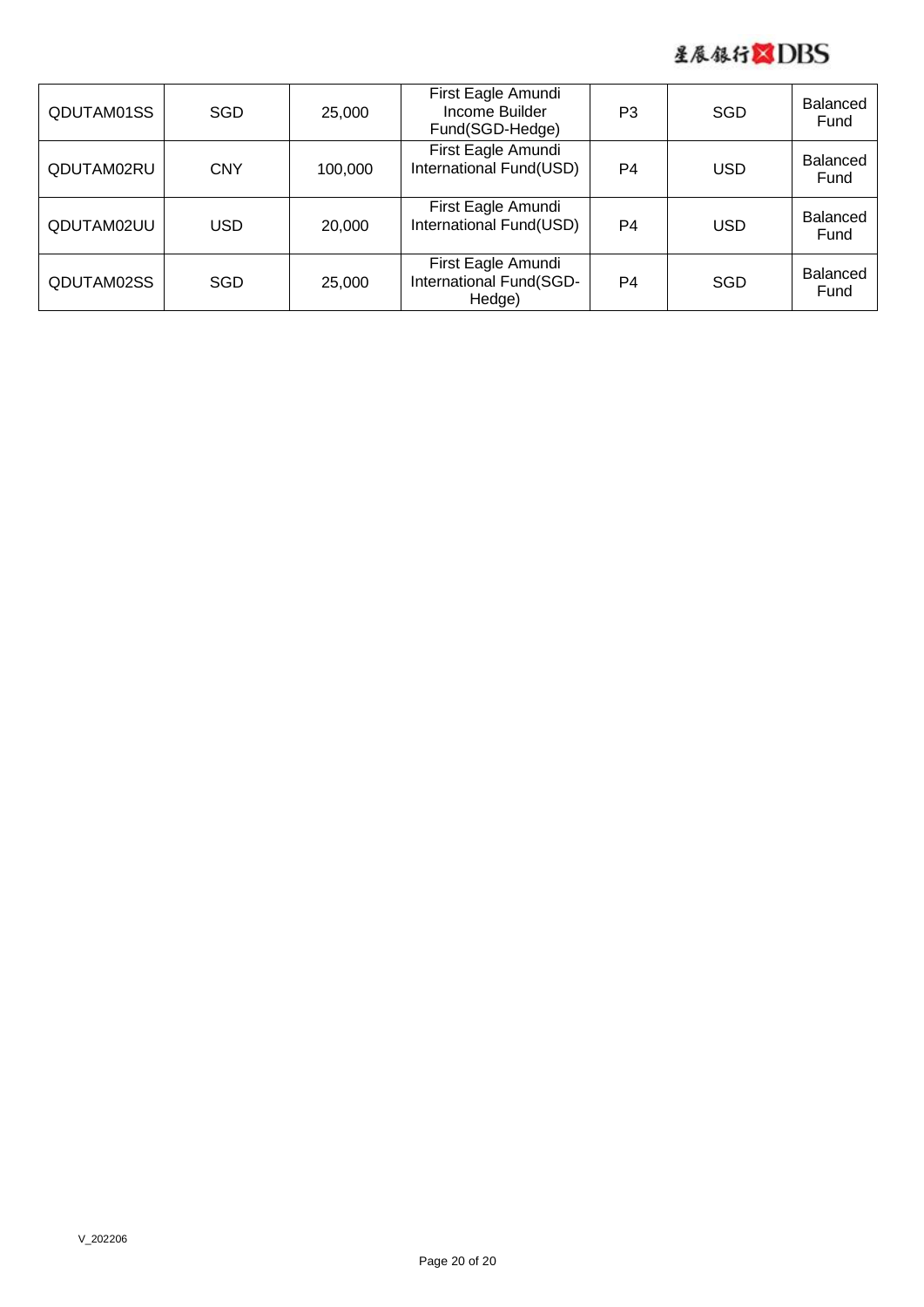| | | | | | | |
|---|---|---|---|---|---|---|
| QDUTAM01SS | SGD | 25,000 | First Eagle Amundi Income Builder Fund(SGD-Hedge) | P3 | SGD | Balanced Fund |
| QDUTAM02RU | CNY | 100,000 | First Eagle Amundi International Fund(USD) | P4 | USD | Balanced Fund |
| QDUTAM02UU | USD | 20,000 | First Eagle Amundi International Fund(USD) | P4 | USD | Balanced Fund |
| QDUTAM02SS | SGD | 25,000 | First Eagle Amundi International Fund(SGD-Hedge) | P4 | SGD | Balanced Fund |

V_202206